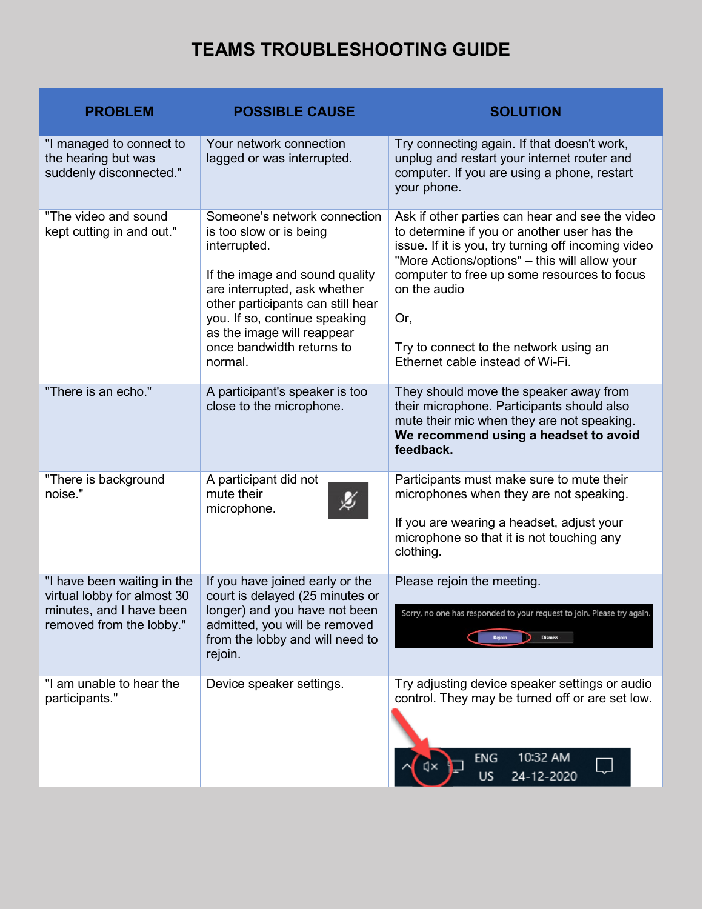# TEAMS TROUBLESHOOTING GUIDE

| PROBLEM | POSSIBLE CAUSE | SOLUTION |
|---|---|---|
| "I managed to connect to the hearing but was suddenly disconnected." | Your network connection lagged or was interrupted. | Try connecting again. If that doesn't work, unplug and restart your internet router and computer. If you are using a phone, restart your phone. |
| "The video and sound kept cutting in and out." | Someone's network connection is too slow or is being interrupted.<br><br>If the image and sound quality are interrupted, ask whether other participants can still hear you. If so, continue speaking as the image will reappear once bandwidth returns to normal. | Ask if other parties can hear and see the video to determine if you or another user has the issue. If it is you, try turning off incoming video "More Actions/options" – this will allow your computer to free up some resources to focus on the audio<br><br>Or,<br><br>Try to connect to the network using an Ethernet cable instead of Wi-Fi. |
| "There is an echo." | A participant's speaker is too close to the microphone. | They should move the speaker away from their microphone. Participants should also mute their mic when they are not speaking. **We recommend using a headset to avoid feedback.** |
| "There is background noise." | A participant did not mute their microphone. | Participants must make sure to mute their microphones when they are not speaking.<br><br>If you are wearing a headset, adjust your microphone so that it is not touching any clothing. |
| "I have been waiting in the virtual lobby for almost 30 minutes, and I have been removed from the lobby." | If you have joined early or the court is delayed (25 minutes or longer) and you have not been admitted, you will be removed from the lobby and will need to rejoin. | Please rejoin the meeting.<br><br>Sorry, no one has responded to your request to join. Please try again. Rejoin Dismiss |
| "I am unable to hear the participants." | Device speaker settings. | Try adjusting device speaker settings or audio control. They may be turned off or are set low. |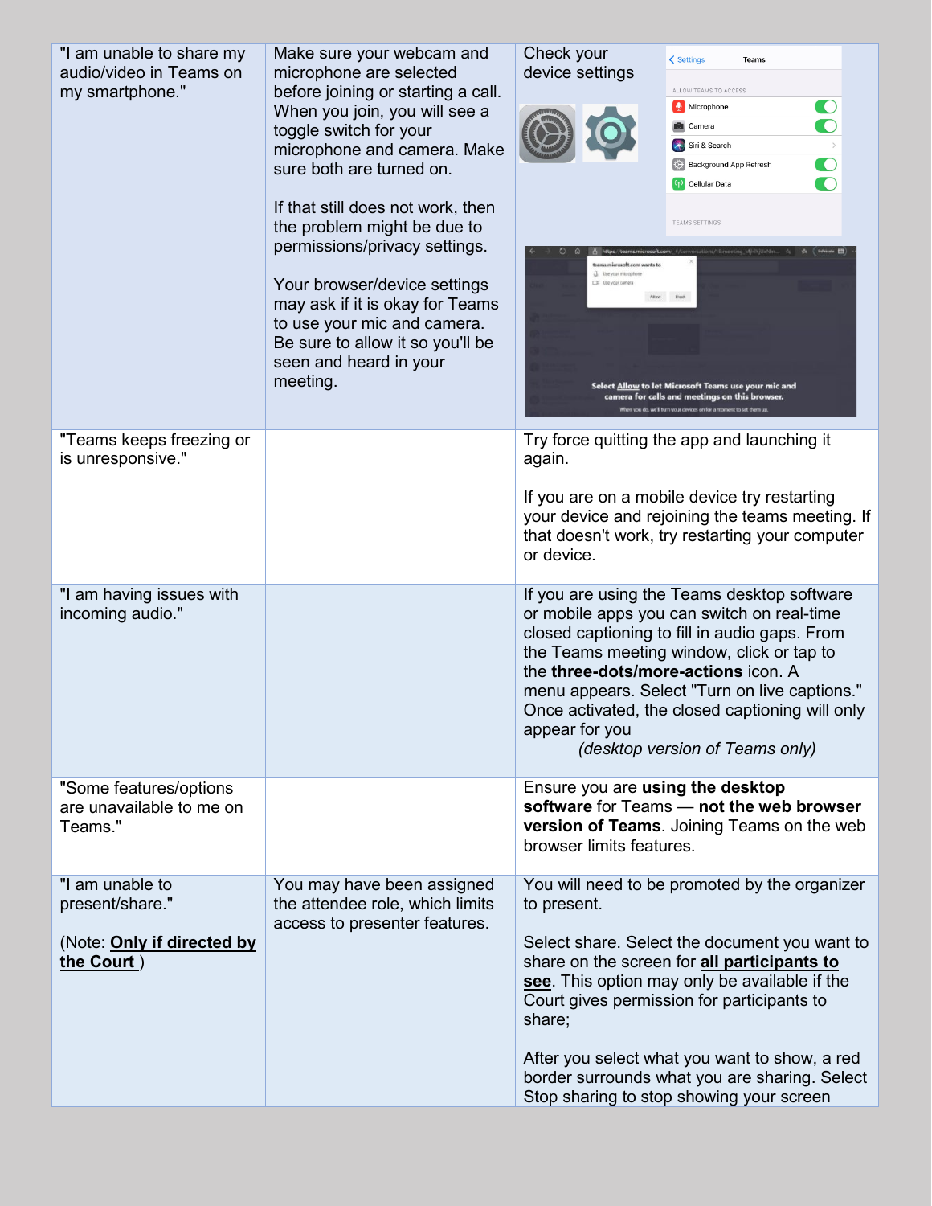| | | |
|---|---|---|
| "I am unable to share my audio/video in Teams on my smartphone." | Make sure your webcam and microphone are selected before joining or starting a call. When you join, you will see a toggle switch for your microphone and camera. Make sure both are turned on.<br><br>If that still does not work, then the problem might be due to permissions/privacy settings.<br><br>Your browser/device settings may ask if it is okay for Teams to use your mic and camera. Be sure to allow it so you'll be seen and heard in your meeting. | Check your device settings |
| "Teams keeps freezing or is unresponsive." | | Try force quitting the app and launching it again.<br><br>If you are on a mobile device try restarting your device and rejoining the teams meeting. If that doesn't work, try restarting your computer or device. |
| "I am having issues with incoming audio." | | If you are using the Teams desktop software or mobile apps you can switch on real-time closed captioning to fill in audio gaps. From the Teams meeting window, click or tap to the **three-dots/more-actions** icon. A menu appears. Select "Turn on live captions." Once activated, the closed captioning will only appear for you *(desktop version of Teams only)* |
| "Some features/options are unavailable to me on Teams." | | Ensure you are **using the desktop software** for Teams — **not the web browser version of Teams**. Joining Teams on the web browser limits features. |
| "I am unable to present/share."<br><br>(Note: **Only if directed by the Court**) | You may have been assigned the attendee role, which limits access to presenter features. | You will need to be promoted by the organizer to present.<br><br>Select share. Select the document you want to share on the screen for **all participants to see**. This option may only be available if the Court gives permission for participants to share;<br><br>After you select what you want to show, a red border surrounds what you are sharing. Select Stop sharing to stop showing your screen |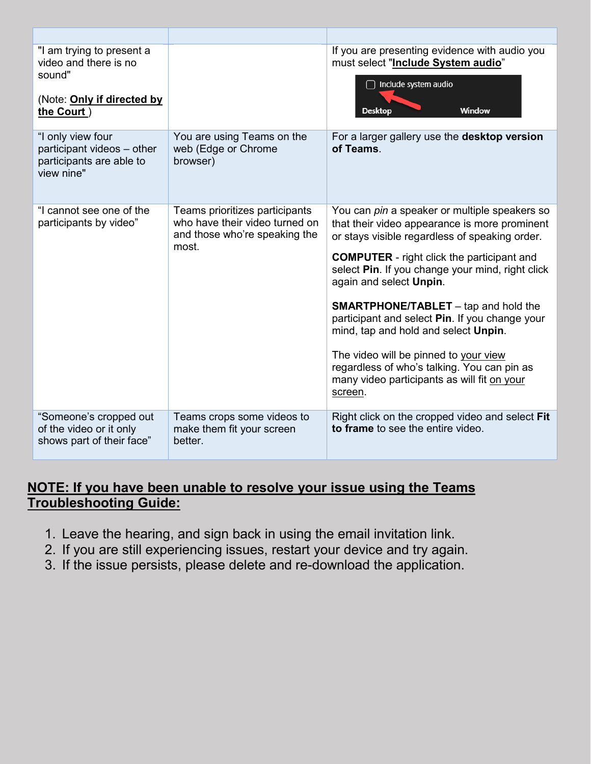| | | |
|---|---|---|
| "I am trying to present a video and there is no sound"<br><br>(Note: **Only if directed by the Court** ) | | If you are presenting evidence with audio you must select "**Include System audio**" |
| "I only view four participant videos – other participants are able to view nine" | You are using Teams on the web (Edge or Chrome browser) | For a larger gallery use the **desktop version of Teams**. |
| "I cannot see one of the participants by video" | Teams prioritizes participants who have their video turned on and those who're speaking the most. | You can *pin* a speaker or multiple speakers so that their video appearance is more prominent or stays visible regardless of speaking order.<br><br>**COMPUTER** - right click the participant and select **Pin**. If you change your mind, right click again and select **Unpin**.<br><br>**SMARTPHONE/TABLET** – tap and hold the participant and select **Pin**. If you change your mind, tap and hold and select **Unpin**.<br><br>The video will be pinned to your view regardless of who's talking. You can pin as many video participants as will fit on your screen. |
| "Someone's cropped out of the video or it only shows part of their face" | Teams crops some videos to make them fit your screen better. | Right click on the cropped video and select **Fit to frame** to see the entire video. |

**NOTE: If you have been unable to resolve your issue using the Teams Troubleshooting Guide:**

1. Leave the hearing, and sign back in using the email invitation link.
2. If you are still experiencing issues, restart your device and try again.
3. If the issue persists, please delete and re-download the application.